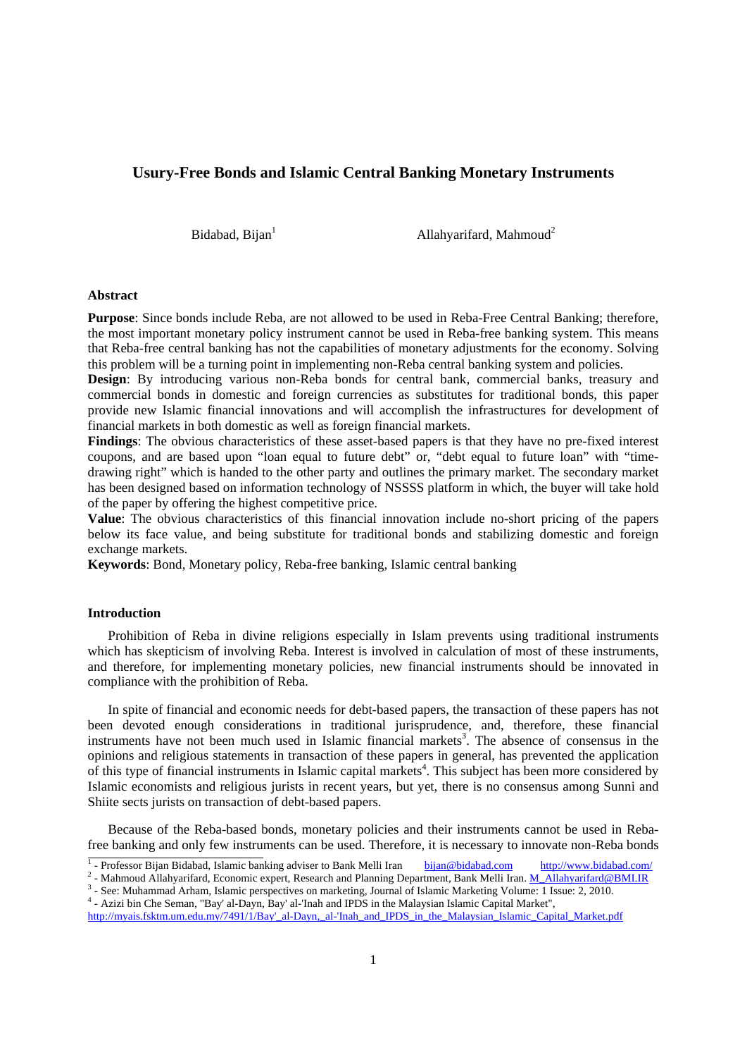# Usury-Free Bonds and Islamic Central Banking Monetary Instruments

Bidabad, Bijan[1] Allahyarifard, Mahmoud[2]

## Abstract

**Purpose**: Since bonds include Reba, are not allowed to be used in Reba-Free Central Banking; therefore, the most important monetary policy instrument cannot be used in Reba-free banking system. This means that Reba-free central banking has not the capabilities of monetary adjustments for the economy. Solving this problem will be a turning point in implementing non-Reba central banking system and policies.

**Design**: By introducing various non-Reba bonds for central bank, commercial banks, treasury and commercial bonds in domestic and foreign currencies as substitutes for traditional bonds, this paper provide new Islamic financial innovations and will accomplish the infrastructures for development of financial markets in both domestic as well as foreign financial markets.

**Findings**: The obvious characteristics of these asset-based papers is that they have no pre-fixed interest coupons, and are based upon "loan equal to future debt" or, "debt equal to future loan" with "time-drawing right" which is handed to the other party and outlines the primary market. The secondary market has been designed based on information technology of NSSSS platform in which, the buyer will take hold of the paper by offering the highest competitive price.

**Value**: The obvious characteristics of this financial innovation include no-short pricing of the papers below its face value, and being substitute for traditional bonds and stabilizing domestic and foreign exchange markets.

**Keywords**: Bond, Monetary policy, Reba-free banking, Islamic central banking

## Introduction

Prohibition of Reba in divine religions especially in Islam prevents using traditional instruments which has skepticism of involving Reba. Interest is involved in calculation of most of these instruments, and therefore, for implementing monetary policies, new financial instruments should be innovated in compliance with the prohibition of Reba.

In spite of financial and economic needs for debt-based papers, the transaction of these papers has not been devoted enough considerations in traditional jurisprudence, and, therefore, these financial instruments have not been much used in Islamic financial markets[3]. The absence of consensus in the opinions and religious statements in transaction of these papers in general, has prevented the application of this type of financial instruments in Islamic capital markets[4]. This subject has been more considered by Islamic economists and religious jurists in recent years, but yet, there is no consensus among Sunni and Shiite sects jurists on transaction of debt-based papers.

Because of the Reba-based bonds, monetary policies and their instruments cannot be used in Reba-free banking and only few instruments can be used. Therefore, it is necessary to innovate non-Reba bonds

---

[1] - Professor Bijan Bidabad, Islamic banking adviser to Bank Melli Iran bijan@bidabad.com http://www.bidabad.com/

[2] - Mahmoud Allahyarifard, Economic expert, Research and Planning Department, Bank Melli Iran. M_Allahyarifard@BMI.IR

[3] - See: Muhammad Arham, Islamic perspectives on marketing, Journal of Islamic Marketing Volume: 1 Issue: 2, 2010.

[4] - Azizi bin Che Seman, "Bay' al-Dayn, Bay' al-'Inah and IPDS in the Malaysian Islamic Capital Market", http://myais.fsktm.um.edu.my/7491/1/Bay'_al-Dayn,_al-'Inah_and_IPDS_in_the_Malaysian_Islamic_Capital_Market.pdf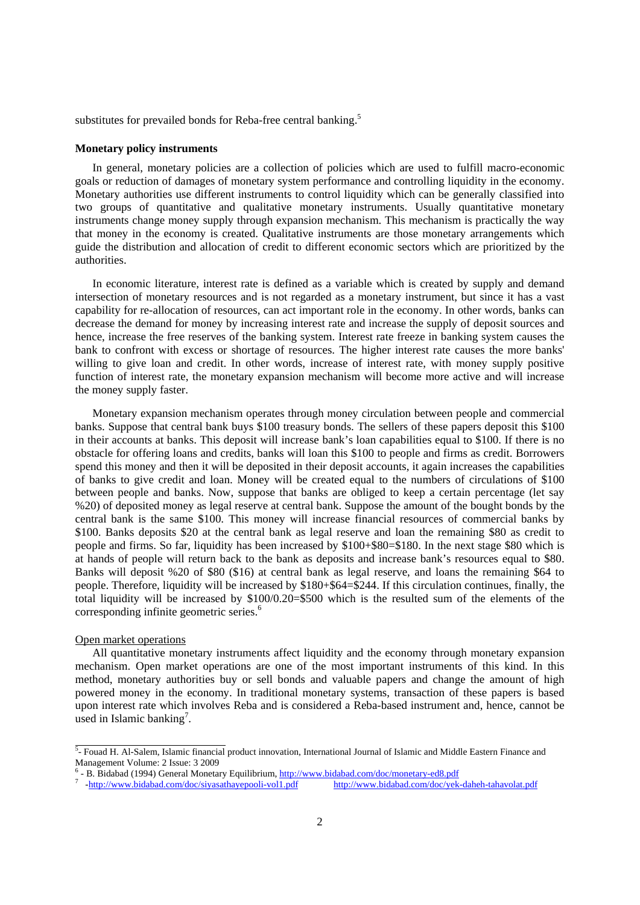substitutes for prevailed bonds for Reba-free central banking.[5]

## Monetary policy instruments

In general, monetary policies are a collection of policies which are used to fulfill macro-economic goals or reduction of damages of monetary system performance and controlling liquidity in the economy. Monetary authorities use different instruments to control liquidity which can be generally classified into two groups of quantitative and qualitative monetary instruments. Usually quantitative monetary instruments change money supply through expansion mechanism. This mechanism is practically the way that money in the economy is created. Qualitative instruments are those monetary arrangements which guide the distribution and allocation of credit to different economic sectors which are prioritized by the authorities.

In economic literature, interest rate is defined as a variable which is created by supply and demand intersection of monetary resources and is not regarded as a monetary instrument, but since it has a vast capability for re-allocation of resources, can act important role in the economy. In other words, banks can decrease the demand for money by increasing interest rate and increase the supply of deposit sources and hence, increase the free reserves of the banking system. Interest rate freeze in banking system causes the bank to confront with excess or shortage of resources. The higher interest rate causes the more banks' willing to give loan and credit. In other words, increase of interest rate, with money supply positive function of interest rate, the monetary expansion mechanism will become more active and will increase the money supply faster.

Monetary expansion mechanism operates through money circulation between people and commercial banks. Suppose that central bank buys $100 treasury bonds. The sellers of these papers deposit this $100 in their accounts at banks. This deposit will increase bank's loan capabilities equal to $100. If there is no obstacle for offering loans and credits, banks will loan this $100 to people and firms as credit. Borrowers spend this money and then it will be deposited in their deposit accounts, it again increases the capabilities of banks to give credit and loan. Money will be created equal to the numbers of circulations of $100 between people and banks. Now, suppose that banks are obliged to keep a certain percentage (let say %20) of deposited money as legal reserve at central bank. Suppose the amount of the bought bonds by the central bank is the same $100. This money will increase financial resources of commercial banks by $100. Banks deposits $20 at the central bank as legal reserve and loan the remaining $80 as credit to people and firms. So far, liquidity has been increased by $100+$80=$180. In the next stage $80 which is at hands of people will return back to the bank as deposits and increase bank's resources equal to $80. Banks will deposit %20 of $80 ($16) at central bank as legal reserve, and loans the remaining $64 to people. Therefore, liquidity will be increased by $180+$64=$244. If this circulation continues, finally, the total liquidity will be increased by $100/0.20=$500 which is the resulted sum of the elements of the corresponding infinite geometric series.[6]

### Open market operations

All quantitative monetary instruments affect liquidity and the economy through monetary expansion mechanism. Open market operations are one of the most important instruments of this kind. In this method, monetary authorities buy or sell bonds and valuable papers and change the amount of high powered money in the economy. In traditional monetary systems, transaction of these papers is based upon interest rate which involves Reba and is considered a Reba-based instrument and, hence, cannot be used in Islamic banking[7].

---

[5]- Fouad H. Al-Salem, Islamic financial product innovation, International Journal of Islamic and Middle Eastern Finance and Management Volume: 2 Issue: 3 2009

[6] - B. Bidabad (1994) General Monetary Equilibrium, http://www.bidabad.com/doc/monetary-ed8.pdf

[7] -http://www.bidabad.com/doc/siyasathayepooli-vol1.pdf http://www.bidabad.com/doc/yek-daheh-tahavolat.pdf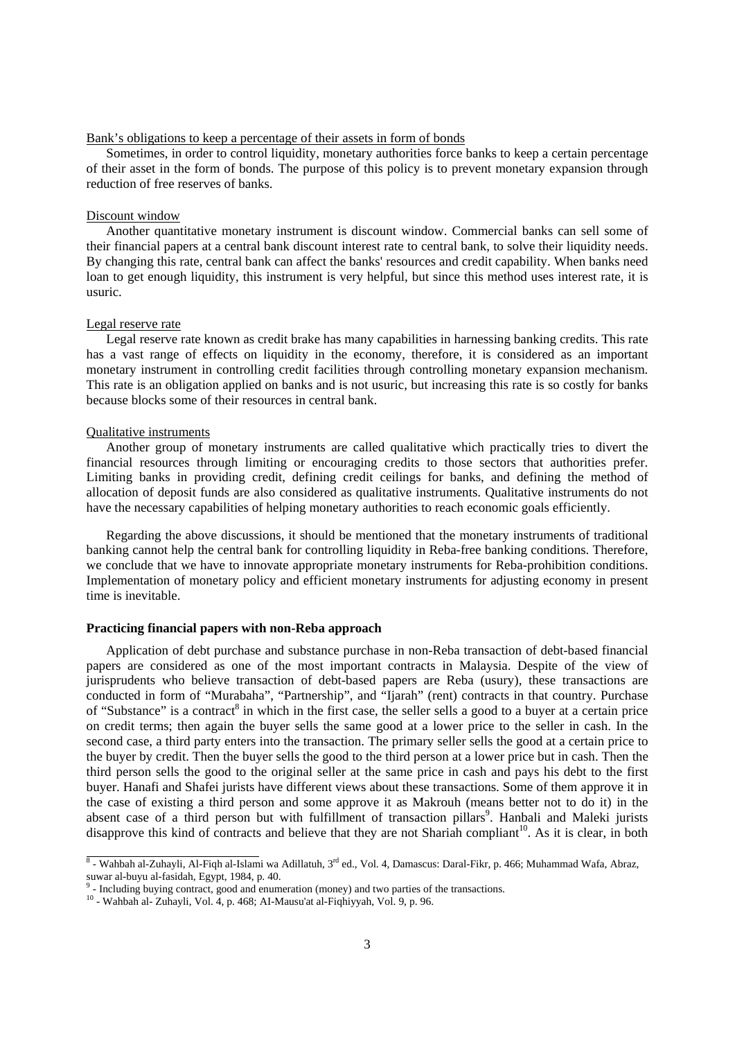Bank's obligations to keep a percentage of their assets in form of bonds

Sometimes, in order to control liquidity, monetary authorities force banks to keep a certain percentage of their asset in the form of bonds. The purpose of this policy is to prevent monetary expansion through reduction of free reserves of banks.

Discount window

Another quantitative monetary instrument is discount window. Commercial banks can sell some of their financial papers at a central bank discount interest rate to central bank, to solve their liquidity needs. By changing this rate, central bank can affect the banks' resources and credit capability. When banks need loan to get enough liquidity, this instrument is very helpful, but since this method uses interest rate, it is usuric.

Legal reserve rate

Legal reserve rate known as credit brake has many capabilities in harnessing banking credits. This rate has a vast range of effects on liquidity in the economy, therefore, it is considered as an important monetary instrument in controlling credit facilities through controlling monetary expansion mechanism. This rate is an obligation applied on banks and is not usuric, but increasing this rate is so costly for banks because blocks some of their resources in central bank.

Qualitative instruments

Another group of monetary instruments are called qualitative which practically tries to divert the financial resources through limiting or encouraging credits to those sectors that authorities prefer. Limiting banks in providing credit, defining credit ceilings for banks, and defining the method of allocation of deposit funds are also considered as qualitative instruments. Qualitative instruments do not have the necessary capabilities of helping monetary authorities to reach economic goals efficiently.

Regarding the above discussions, it should be mentioned that the monetary instruments of traditional banking cannot help the central bank for controlling liquidity in Reba-free banking conditions. Therefore, we conclude that we have to innovate appropriate monetary instruments for Reba-prohibition conditions. Implementation of monetary policy and efficient monetary instruments for adjusting economy in present time is inevitable.

**Practicing financial papers with non-Reba approach**

Application of debt purchase and substance purchase in non-Reba transaction of debt-based financial papers are considered as one of the most important contracts in Malaysia. Despite of the view of jurisprudents who believe transaction of debt-based papers are Reba (usury), these transactions are conducted in form of "Murabaha", "Partnership", and "Ijarah" (rent) contracts in that country. Purchase of "Substance" is a contract[8] in which in the first case, the seller sells a good to a buyer at a certain price on credit terms; then again the buyer sells the same good at a lower price to the seller in cash. In the second case, a third party enters into the transaction. The primary seller sells the good at a certain price to the buyer by credit. Then the buyer sells the good to the third person at a lower price but in cash. Then the third person sells the good to the original seller at the same price in cash and pays his debt to the first buyer. Hanafi and Shafei jurists have different views about these transactions. Some of them approve it in the case of existing a third person and some approve it as Makrouh (means better not to do it) in the absent case of a third person but with fulfillment of transaction pillars[9]. Hanbali and Maleki jurists disapprove this kind of contracts and believe that they are not Shariah compliant[10]. As it is clear, in both

---

[8] - Wahbah al-Zuhayli, Al-Fiqh al-Islami wa Adillatuh, 3rd ed., Vol. 4, Damascus: Daral-Fikr, p. 466; Muhammad Wafa, Abraz, suwar al-buyu al-fasidah, Egypt, 1984, p. 40.

[9] - Including buying contract, good and enumeration (money) and two parties of the transactions.

[10] - Wahbah al- Zuhayli, Vol. 4, p. 468; AI-Mausu'at al-Fiqhiyyah, Vol. 9, p. 96.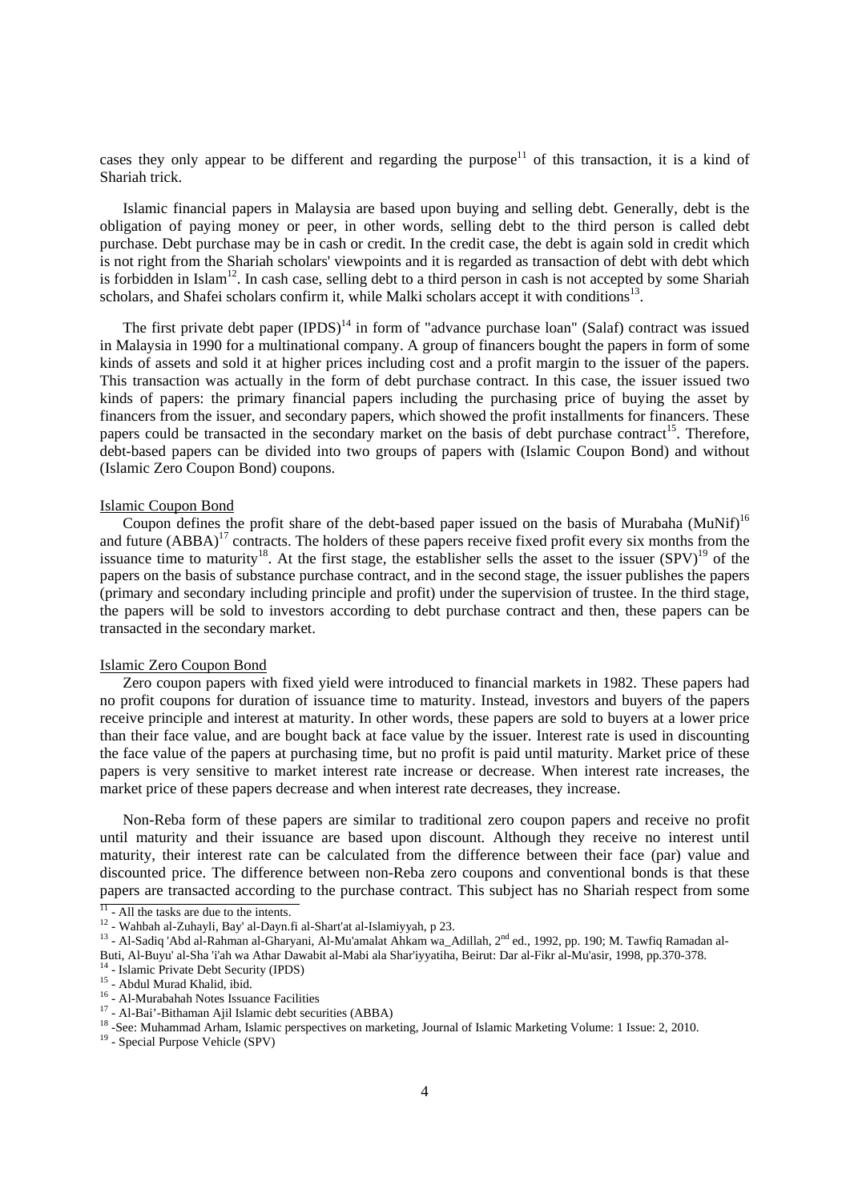cases they only appear to be different and regarding the purpose[11] of this transaction, it is a kind of Shariah trick.

Islamic financial papers in Malaysia are based upon buying and selling debt. Generally, debt is the obligation of paying money or peer, in other words, selling debt to the third person is called debt purchase. Debt purchase may be in cash or credit. In the credit case, the debt is again sold in credit which is not right from the Shariah scholars' viewpoints and it is regarded as transaction of debt with debt which is forbidden in Islam[12]. In cash case, selling debt to a third person in cash is not accepted by some Shariah scholars, and Shafei scholars confirm it, while Malki scholars accept it with conditions[13].

The first private debt paper (IPDS)[14] in form of "advance purchase loan" (Salaf) contract was issued in Malaysia in 1990 for a multinational company. A group of financers bought the papers in form of some kinds of assets and sold it at higher prices including cost and a profit margin to the issuer of the papers. This transaction was actually in the form of debt purchase contract. In this case, the issuer issued two kinds of papers: the primary financial papers including the purchasing price of buying the asset by financers from the issuer, and secondary papers, which showed the profit installments for financers. These papers could be transacted in the secondary market on the basis of debt purchase contract[15]. Therefore, debt-based papers can be divided into two groups of papers with (Islamic Coupon Bond) and without (Islamic Zero Coupon Bond) coupons.

## Islamic Coupon Bond

Coupon defines the profit share of the debt-based paper issued on the basis of Murabaha (MuNif)[16] and future (ABBA)[17] contracts. The holders of these papers receive fixed profit every six months from the issuance time to maturity[18]. At the first stage, the establisher sells the asset to the issuer (SPV)[19] of the papers on the basis of substance purchase contract, and in the second stage, the issuer publishes the papers (primary and secondary including principle and profit) under the supervision of trustee. In the third stage, the papers will be sold to investors according to debt purchase contract and then, these papers can be transacted in the secondary market.

## Islamic Zero Coupon Bond

Zero coupon papers with fixed yield were introduced to financial markets in 1982. These papers had no profit coupons for duration of issuance time to maturity. Instead, investors and buyers of the papers receive principle and interest at maturity. In other words, these papers are sold to buyers at a lower price than their face value, and are bought back at face value by the issuer. Interest rate is used in discounting the face value of the papers at purchasing time, but no profit is paid until maturity. Market price of these papers is very sensitive to market interest rate increase or decrease. When interest rate increases, the market price of these papers decrease and when interest rate decreases, they increase.

Non-Reba form of these papers are similar to traditional zero coupon papers and receive no profit until maturity and their issuance are based upon discount. Although they receive no interest until maturity, their interest rate can be calculated from the difference between their face (par) value and discounted price. The difference between non-Reba zero coupons and conventional bonds is that these papers are transacted according to the purchase contract. This subject has no Shariah respect from some

---

[11] - All the tasks are due to the intents.

[12] - Wahbah al-Zuhayli, Bay' al-Dayn.fi al-Shart'at al-Islamiyyah, p 23.

[13] - Al-Sadiq 'Abd al-Rahman al-Gharyani, Al-Mu'amalat Ahkam wa_Adillah, 2nd ed., 1992, pp. 190; M. Tawfiq Ramadan al-Buti, Al-Buyu' al-Sha 'i'ah wa Athar Dawabit al-Mabi ala Shar'iyyatiha, Beirut: Dar al-Fikr al-Mu'asir, 1998, pp.370-378.

[14] - Islamic Private Debt Security (IPDS)

[15] - Abdul Murad Khalid, ibid.

[16] - Al-Murabahah Notes Issuance Facilities

[17] - Al-Bai'-Bithaman Ajil Islamic debt securities (ABBA)

[18] -See: Muhammad Arham, Islamic perspectives on marketing, Journal of Islamic Marketing Volume: 1 Issue: 2, 2010.

[19] - Special Purpose Vehicle (SPV)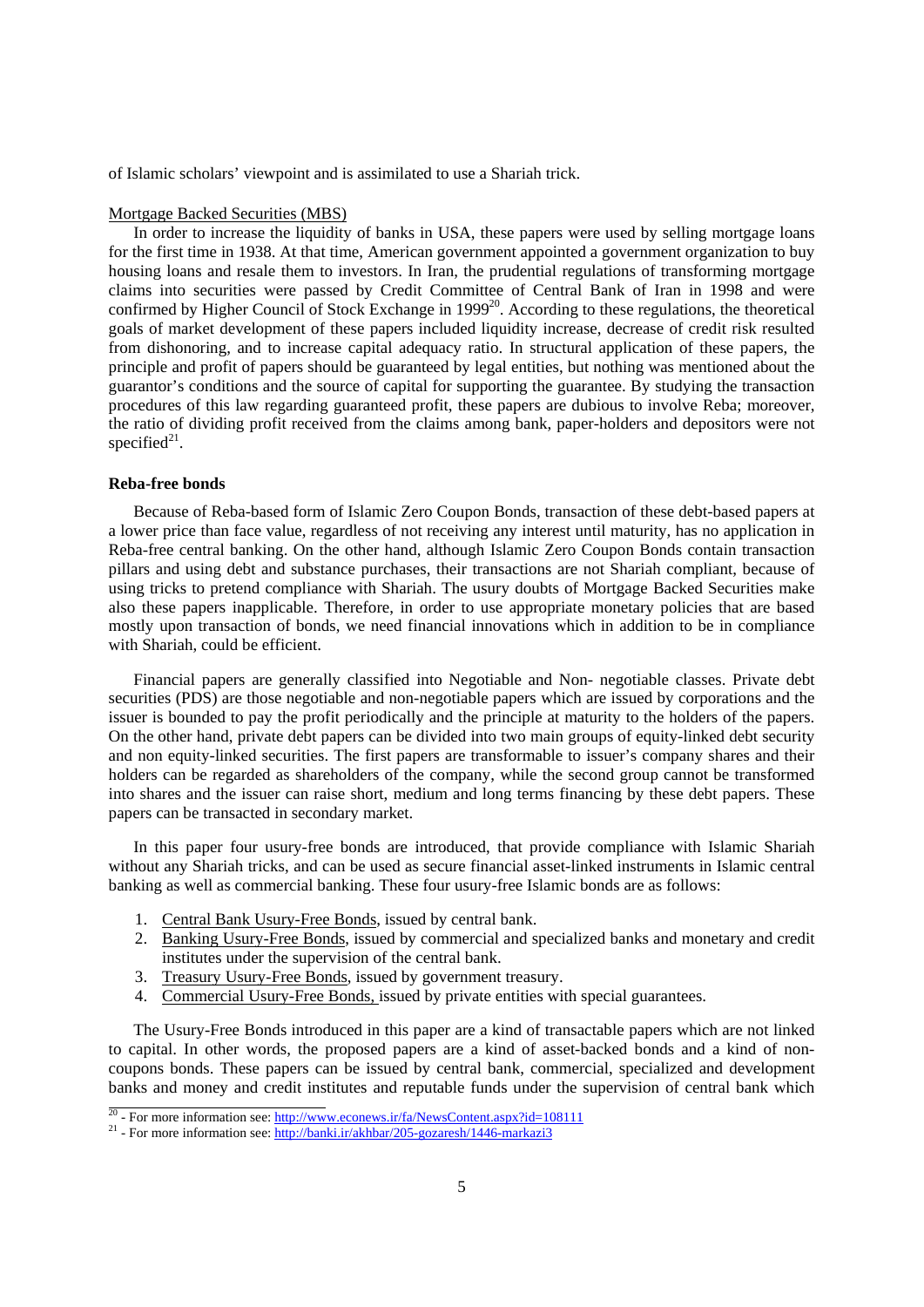of Islamic scholars' viewpoint and is assimilated to use a Shariah trick.

Mortgage Backed Securities (MBS)

In order to increase the liquidity of banks in USA, these papers were used by selling mortgage loans for the first time in 1938. At that time, American government appointed a government organization to buy housing loans and resale them to investors. In Iran, the prudential regulations of transforming mortgage claims into securities were passed by Credit Committee of Central Bank of Iran in 1998 and were confirmed by Higher Council of Stock Exchange in 1999[20]. According to these regulations, the theoretical goals of market development of these papers included liquidity increase, decrease of credit risk resulted from dishonoring, and to increase capital adequacy ratio. In structural application of these papers, the principle and profit of papers should be guaranteed by legal entities, but nothing was mentioned about the guarantor's conditions and the source of capital for supporting the guarantee. By studying the transaction procedures of this law regarding guaranteed profit, these papers are dubious to involve Reba; moreover, the ratio of dividing profit received from the claims among bank, paper-holders and depositors were not specified[21].

**Reba-free bonds**

Because of Reba-based form of Islamic Zero Coupon Bonds, transaction of these debt-based papers at a lower price than face value, regardless of not receiving any interest until maturity, has no application in Reba-free central banking. On the other hand, although Islamic Zero Coupon Bonds contain transaction pillars and using debt and substance purchases, their transactions are not Shariah compliant, because of using tricks to pretend compliance with Shariah. The usury doubts of Mortgage Backed Securities make also these papers inapplicable. Therefore, in order to use appropriate monetary policies that are based mostly upon transaction of bonds, we need financial innovations which in addition to be in compliance with Shariah, could be efficient.

Financial papers are generally classified into Negotiable and Non- negotiable classes. Private debt securities (PDS) are those negotiable and non-negotiable papers which are issued by corporations and the issuer is bounded to pay the profit periodically and the principle at maturity to the holders of the papers. On the other hand, private debt papers can be divided into two main groups of equity-linked debt security and non equity-linked securities. The first papers are transformable to issuer's company shares and their holders can be regarded as shareholders of the company, while the second group cannot be transformed into shares and the issuer can raise short, medium and long terms financing by these debt papers. These papers can be transacted in secondary market.

In this paper four usury-free bonds are introduced, that provide compliance with Islamic Shariah without any Shariah tricks, and can be used as secure financial asset-linked instruments in Islamic central banking as well as commercial banking. These four usury-free Islamic bonds are as follows:

1. Central Bank Usury-Free Bonds, issued by central bank.
2. Banking Usury-Free Bonds, issued by commercial and specialized banks and monetary and credit institutes under the supervision of the central bank.
3. Treasury Usury-Free Bonds, issued by government treasury.
4. Commercial Usury-Free Bonds, issued by private entities with special guarantees.

The Usury-Free Bonds introduced in this paper are a kind of transactable papers which are not linked to capital. In other words, the proposed papers are a kind of asset-backed bonds and a kind of non-coupons bonds. These papers can be issued by central bank, commercial, specialized and development banks and money and credit institutes and reputable funds under the supervision of central bank which

[20] - For more information see: http://www.econews.ir/fa/NewsContent.aspx?id=108111

[21] - For more information see: http://banki.ir/akhbar/205-gozaresh/1446-markazi3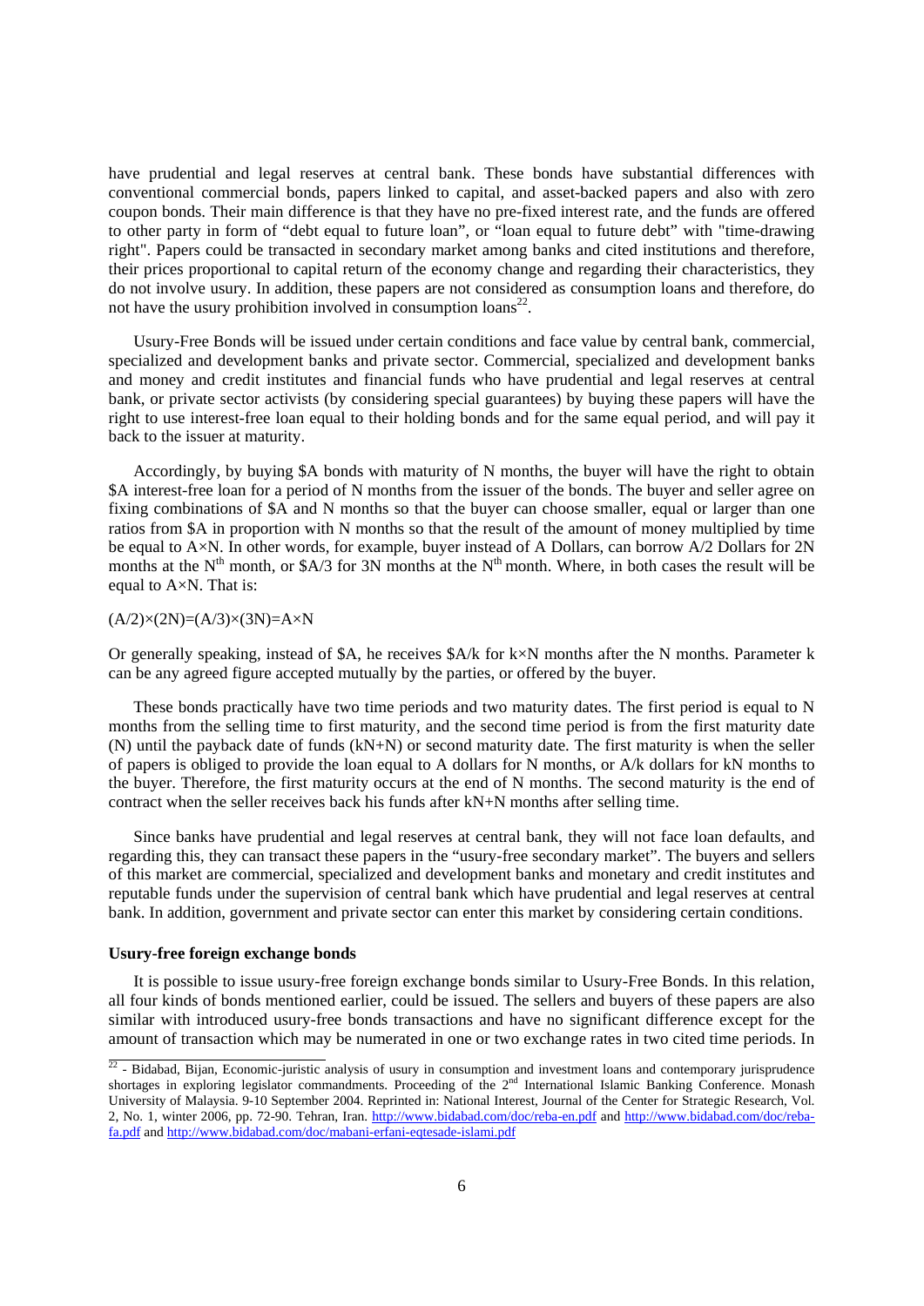have prudential and legal reserves at central bank. These bonds have substantial differences with conventional commercial bonds, papers linked to capital, and asset-backed papers and also with zero coupon bonds. Their main difference is that they have no pre-fixed interest rate, and the funds are offered to other party in form of "debt equal to future loan", or "loan equal to future debt" with "time-drawing right". Papers could be transacted in secondary market among banks and cited institutions and therefore, their prices proportional to capital return of the economy change and regarding their characteristics, they do not involve usury. In addition, these papers are not considered as consumption loans and therefore, do not have the usury prohibition involved in consumption loans[22].

Usury-Free Bonds will be issued under certain conditions and face value by central bank, commercial, specialized and development banks and private sector. Commercial, specialized and development banks and money and credit institutes and financial funds who have prudential and legal reserves at central bank, or private sector activists (by considering special guarantees) by buying these papers will have the right to use interest-free loan equal to their holding bonds and for the same equal period, and will pay it back to the issuer at maturity.

Accordingly, by buying \$A bonds with maturity of N months, the buyer will have the right to obtain \$A interest-free loan for a period of N months from the issuer of the bonds. The buyer and seller agree on fixing combinations of \$A and N months so that the buyer can choose smaller, equal or larger than one ratios from \$A in proportion with N months so that the result of the amount of money multiplied by time be equal to $A \times N$. In other words, for example, buyer instead of A Dollars, can borrow A/2 Dollars for 2N months at the $N^{th}$ month, or \$A/3 for 3N months at the $N^{th}$ month. Where, in both cases the result will be equal to $A \times N$. That is:

$$(A/2)\times(2N)=(A/3)\times(3N)=A\times N$$

Or generally speaking, instead of \$A, he receives \$A/k for k×N months after the N months. Parameter k can be any agreed figure accepted mutually by the parties, or offered by the buyer.

These bonds practically have two time periods and two maturity dates. The first period is equal to N months from the selling time to first maturity, and the second time period is from the first maturity date (N) until the payback date of funds (kN+N) or second maturity date. The first maturity is when the seller of papers is obliged to provide the loan equal to A dollars for N months, or A/k dollars for kN months to the buyer. Therefore, the first maturity occurs at the end of N months. The second maturity is the end of contract when the seller receives back his funds after kN+N months after selling time.

Since banks have prudential and legal reserves at central bank, they will not face loan defaults, and regarding this, they can transact these papers in the "usury-free secondary market". The buyers and sellers of this market are commercial, specialized and development banks and monetary and credit institutes and reputable funds under the supervision of central bank which have prudential and legal reserves at central bank. In addition, government and private sector can enter this market by considering certain conditions.

**Usury-free foreign exchange bonds**

It is possible to issue usury-free foreign exchange bonds similar to Usury-Free Bonds. In this relation, all four kinds of bonds mentioned earlier, could be issued. The sellers and buyers of these papers are also similar with introduced usury-free bonds transactions and have no significant difference except for the amount of transaction which may be numerated in one or two exchange rates in two cited time periods. In

---

[22] - Bidabad, Bijan, Economic-juristic analysis of usury in consumption and investment loans and contemporary jurisprudence shortages in exploring legislator commandments. Proceeding of the 2nd International Islamic Banking Conference. Monash University of Malaysia. 9-10 September 2004. Reprinted in: National Interest, Journal of the Center for Strategic Research, Vol. 2, No. 1, winter 2006, pp. 72-90. Tehran, Iran. http://www.bidabad.com/doc/reba-en.pdf and http://www.bidabad.com/doc/reba-fa.pdf and http://www.bidabad.com/doc/mabani-erfani-eqtesade-islami.pdf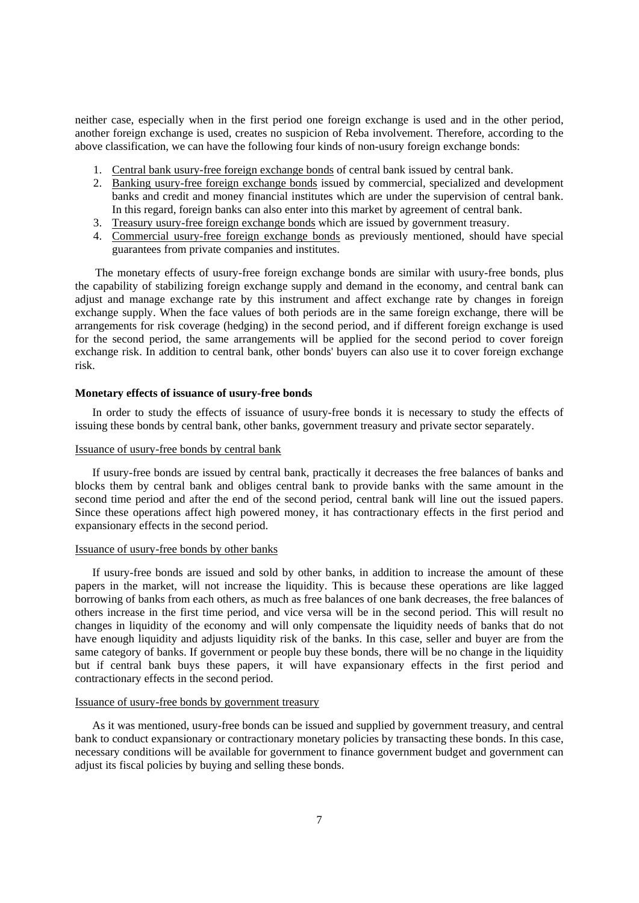neither case, especially when in the first period one foreign exchange is used and in the other period, another foreign exchange is used, creates no suspicion of Reba involvement. Therefore, according to the above classification, we can have the following four kinds of non-usury foreign exchange bonds:

1. Central bank usury-free foreign exchange bonds of central bank issued by central bank.
2. Banking usury-free foreign exchange bonds issued by commercial, specialized and development banks and credit and money financial institutes which are under the supervision of central bank. In this regard, foreign banks can also enter into this market by agreement of central bank.
3. Treasury usury-free foreign exchange bonds which are issued by government treasury.
4. Commercial usury-free foreign exchange bonds as previously mentioned, should have special guarantees from private companies and institutes.

The monetary effects of usury-free foreign exchange bonds are similar with usury-free bonds, plus the capability of stabilizing foreign exchange supply and demand in the economy, and central bank can adjust and manage exchange rate by this instrument and affect exchange rate by changes in foreign exchange supply. When the face values of both periods are in the same foreign exchange, there will be arrangements for risk coverage (hedging) in the second period, and if different foreign exchange is used for the second period, the same arrangements will be applied for the second period to cover foreign exchange risk. In addition to central bank, other bonds' buyers can also use it to cover foreign exchange risk.

**Monetary effects of issuance of usury-free bonds**

In order to study the effects of issuance of usury-free bonds it is necessary to study the effects of issuing these bonds by central bank, other banks, government treasury and private sector separately.

Issuance of usury-free bonds by central bank

If usury-free bonds are issued by central bank, practically it decreases the free balances of banks and blocks them by central bank and obliges central bank to provide banks with the same amount in the second time period and after the end of the second period, central bank will line out the issued papers. Since these operations affect high powered money, it has contractionary effects in the first period and expansionary effects in the second period.

Issuance of usury-free bonds by other banks

If usury-free bonds are issued and sold by other banks, in addition to increase the amount of these papers in the market, will not increase the liquidity. This is because these operations are like lagged borrowing of banks from each others, as much as free balances of one bank decreases, the free balances of others increase in the first time period, and vice versa will be in the second period. This will result no changes in liquidity of the economy and will only compensate the liquidity needs of banks that do not have enough liquidity and adjusts liquidity risk of the banks. In this case, seller and buyer are from the same category of banks. If government or people buy these bonds, there will be no change in the liquidity but if central bank buys these papers, it will have expansionary effects in the first period and contractionary effects in the second period.

Issuance of usury-free bonds by government treasury

As it was mentioned, usury-free bonds can be issued and supplied by government treasury, and central bank to conduct expansionary or contractionary monetary policies by transacting these bonds. In this case, necessary conditions will be available for government to finance government budget and government can adjust its fiscal policies by buying and selling these bonds.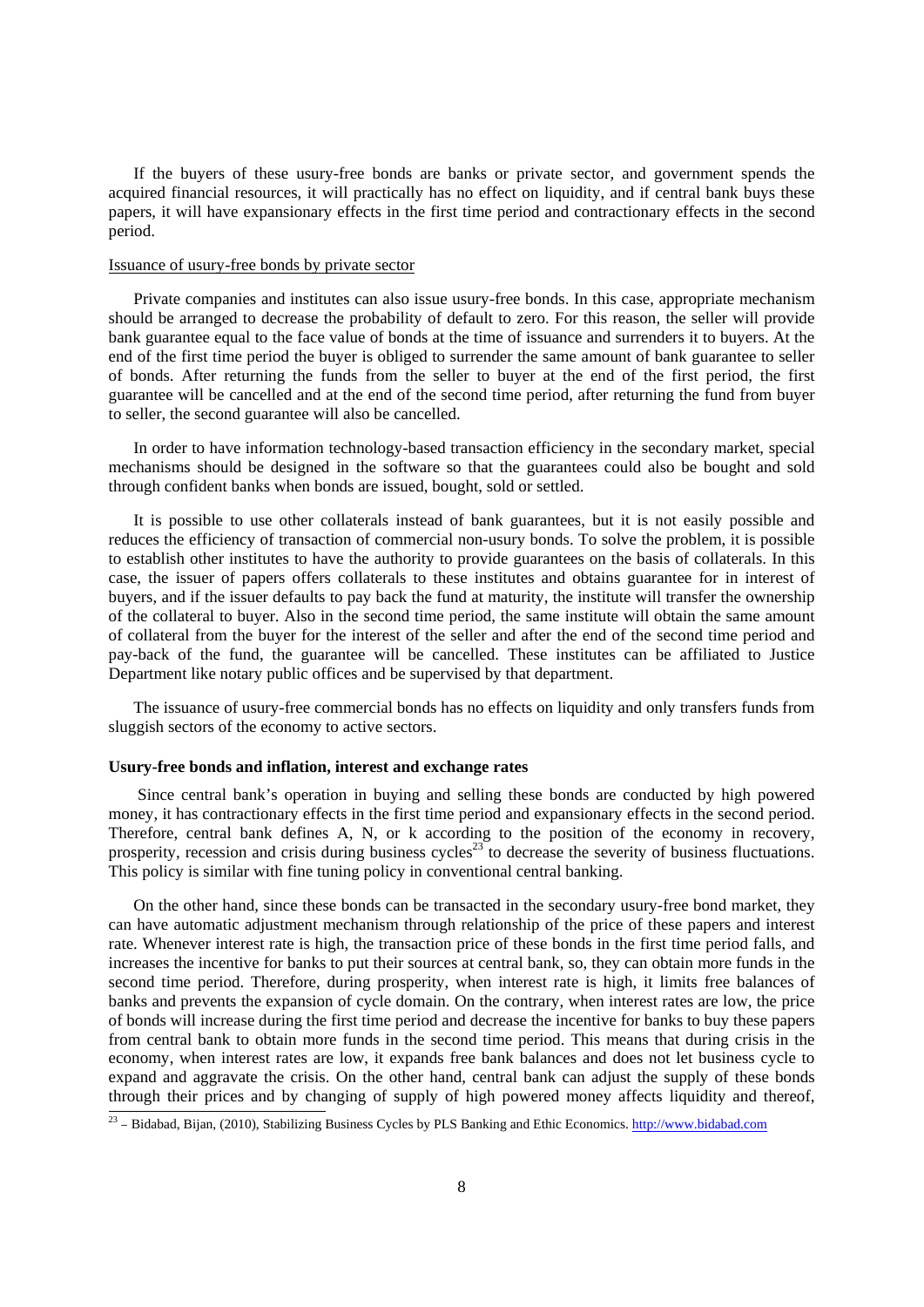If the buyers of these usury-free bonds are banks or private sector, and government spends the acquired financial resources, it will practically has no effect on liquidity, and if central bank buys these papers, it will have expansionary effects in the first time period and contractionary effects in the second period.

Issuance of usury-free bonds by private sector

Private companies and institutes can also issue usury-free bonds. In this case, appropriate mechanism should be arranged to decrease the probability of default to zero. For this reason, the seller will provide bank guarantee equal to the face value of bonds at the time of issuance and surrenders it to buyers. At the end of the first time period the buyer is obliged to surrender the same amount of bank guarantee to seller of bonds. After returning the funds from the seller to buyer at the end of the first period, the first guarantee will be cancelled and at the end of the second time period, after returning the fund from buyer to seller, the second guarantee will also be cancelled.

In order to have information technology-based transaction efficiency in the secondary market, special mechanisms should be designed in the software so that the guarantees could also be bought and sold through confident banks when bonds are issued, bought, sold or settled.

It is possible to use other collaterals instead of bank guarantees, but it is not easily possible and reduces the efficiency of transaction of commercial non-usury bonds. To solve the problem, it is possible to establish other institutes to have the authority to provide guarantees on the basis of collaterals. In this case, the issuer of papers offers collaterals to these institutes and obtains guarantee for in interest of buyers, and if the issuer defaults to pay back the fund at maturity, the institute will transfer the ownership of the collateral to buyer. Also in the second time period, the same institute will obtain the same amount of collateral from the buyer for the interest of the seller and after the end of the second time period and pay-back of the fund, the guarantee will be cancelled. These institutes can be affiliated to Justice Department like notary public offices and be supervised by that department.

The issuance of usury-free commercial bonds has no effects on liquidity and only transfers funds from sluggish sectors of the economy to active sectors.

**Usury-free bonds and inflation, interest and exchange rates**

Since central bank's operation in buying and selling these bonds are conducted by high powered money, it has contractionary effects in the first time period and expansionary effects in the second period. Therefore, central bank defines A, N, or k according to the position of the economy in recovery, prosperity, recession and crisis during business cycles[23] to decrease the severity of business fluctuations. This policy is similar with fine tuning policy in conventional central banking.

On the other hand, since these bonds can be transacted in the secondary usury-free bond market, they can have automatic adjustment mechanism through relationship of the price of these papers and interest rate. Whenever interest rate is high, the transaction price of these bonds in the first time period falls, and increases the incentive for banks to put their sources at central bank, so, they can obtain more funds in the second time period. Therefore, during prosperity, when interest rate is high, it limits free balances of banks and prevents the expansion of cycle domain. On the contrary, when interest rates are low, the price of bonds will increase during the first time period and decrease the incentive for banks to buy these papers from central bank to obtain more funds in the second time period. This means that during crisis in the economy, when interest rates are low, it expands free bank balances and does not let business cycle to expand and aggravate the crisis. On the other hand, central bank can adjust the supply of these bonds through their prices and by changing of supply of high powered money affects liquidity and thereof,

[23] – Bidabad, Bijan, (2010), Stabilizing Business Cycles by PLS Banking and Ethic Economics. http://www.bidabad.com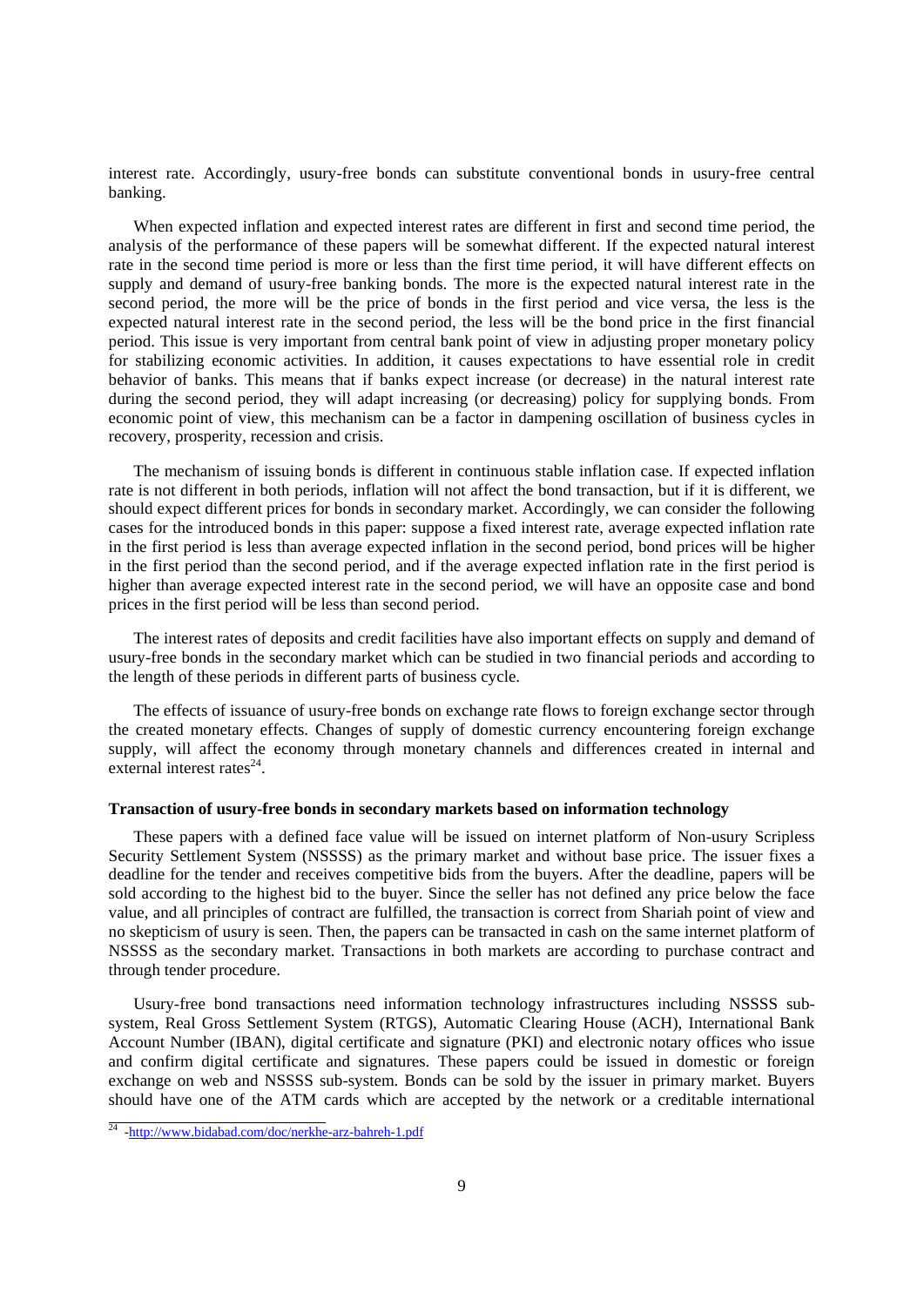interest rate. Accordingly, usury-free bonds can substitute conventional bonds in usury-free central banking.

When expected inflation and expected interest rates are different in first and second time period, the analysis of the performance of these papers will be somewhat different. If the expected natural interest rate in the second time period is more or less than the first time period, it will have different effects on supply and demand of usury-free banking bonds. The more is the expected natural interest rate in the second period, the more will be the price of bonds in the first period and vice versa, the less is the expected natural interest rate in the second period, the less will be the bond price in the first financial period. This issue is very important from central bank point of view in adjusting proper monetary policy for stabilizing economic activities. In addition, it causes expectations to have essential role in credit behavior of banks. This means that if banks expect increase (or decrease) in the natural interest rate during the second period, they will adapt increasing (or decreasing) policy for supplying bonds. From economic point of view, this mechanism can be a factor in dampening oscillation of business cycles in recovery, prosperity, recession and crisis.

The mechanism of issuing bonds is different in continuous stable inflation case. If expected inflation rate is not different in both periods, inflation will not affect the bond transaction, but if it is different, we should expect different prices for bonds in secondary market. Accordingly, we can consider the following cases for the introduced bonds in this paper: suppose a fixed interest rate, average expected inflation rate in the first period is less than average expected inflation in the second period, bond prices will be higher in the first period than the second period, and if the average expected inflation rate in the first period is higher than average expected interest rate in the second period, we will have an opposite case and bond prices in the first period will be less than second period.

The interest rates of deposits and credit facilities have also important effects on supply and demand of usury-free bonds in the secondary market which can be studied in two financial periods and according to the length of these periods in different parts of business cycle.

The effects of issuance of usury-free bonds on exchange rate flows to foreign exchange sector through the created monetary effects. Changes of supply of domestic currency encountering foreign exchange supply, will affect the economy through monetary channels and differences created in internal and external interest rates[24].

**Transaction of usury-free bonds in secondary markets based on information technology**

These papers with a defined face value will be issued on internet platform of Non-usury Scripless Security Settlement System (NSSSS) as the primary market and without base price. The issuer fixes a deadline for the tender and receives competitive bids from the buyers. After the deadline, papers will be sold according to the highest bid to the buyer. Since the seller has not defined any price below the face value, and all principles of contract are fulfilled, the transaction is correct from Shariah point of view and no skepticism of usury is seen. Then, the papers can be transacted in cash on the same internet platform of NSSSS as the secondary market. Transactions in both markets are according to purchase contract and through tender procedure.

Usury-free bond transactions need information technology infrastructures including NSSSS sub-system, Real Gross Settlement System (RTGS), Automatic Clearing House (ACH), International Bank Account Number (IBAN), digital certificate and signature (PKI) and electronic notary offices who issue and confirm digital certificate and signatures. These papers could be issued in domestic or foreign exchange on web and NSSSS sub-system. Bonds can be sold by the issuer in primary market. Buyers should have one of the ATM cards which are accepted by the network or a creditable international

[24] -http://www.bidabad.com/doc/nerkhe-arz-bahreh-1.pdf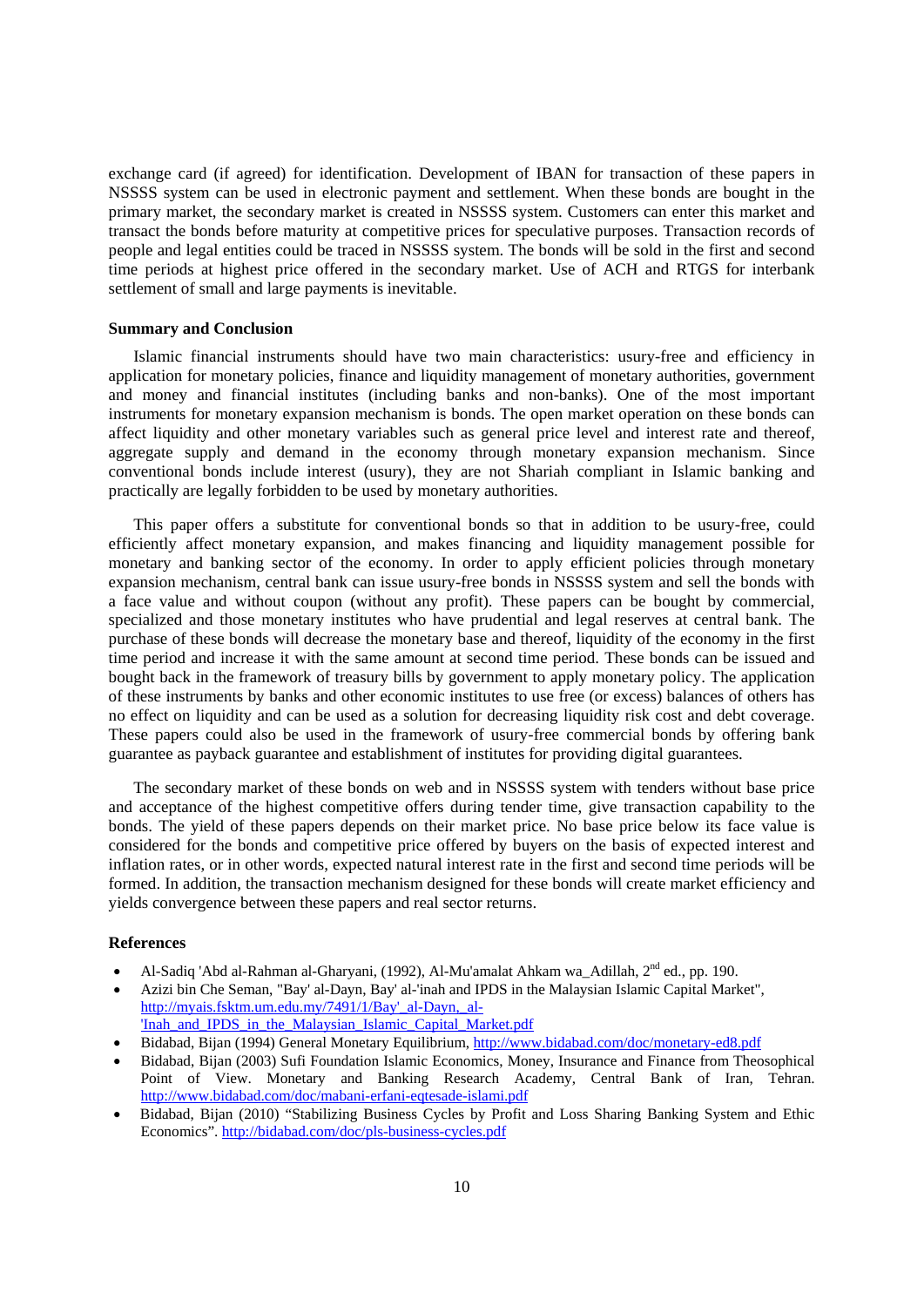exchange card (if agreed) for identification. Development of IBAN for transaction of these papers in NSSSS system can be used in electronic payment and settlement. When these bonds are bought in the primary market, the secondary market is created in NSSSS system. Customers can enter this market and transact the bonds before maturity at competitive prices for speculative purposes. Transaction records of people and legal entities could be traced in NSSSS system. The bonds will be sold in the first and second time periods at highest price offered in the secondary market. Use of ACH and RTGS for interbank settlement of small and large payments is inevitable.

### Summary and Conclusion

Islamic financial instruments should have two main characteristics: usury-free and efficiency in application for monetary policies, finance and liquidity management of monetary authorities, government and money and financial institutes (including banks and non-banks). One of the most important instruments for monetary expansion mechanism is bonds. The open market operation on these bonds can affect liquidity and other monetary variables such as general price level and interest rate and thereof, aggregate supply and demand in the economy through monetary expansion mechanism. Since conventional bonds include interest (usury), they are not Shariah compliant in Islamic banking and practically are legally forbidden to be used by monetary authorities.

This paper offers a substitute for conventional bonds so that in addition to be usury-free, could efficiently affect monetary expansion, and makes financing and liquidity management possible for monetary and banking sector of the economy. In order to apply efficient policies through monetary expansion mechanism, central bank can issue usury-free bonds in NSSSS system and sell the bonds with a face value and without coupon (without any profit). These papers can be bought by commercial, specialized and those monetary institutes who have prudential and legal reserves at central bank. The purchase of these bonds will decrease the monetary base and thereof, liquidity of the economy in the first time period and increase it with the same amount at second time period. These bonds can be issued and bought back in the framework of treasury bills by government to apply monetary policy. The application of these instruments by banks and other economic institutes to use free (or excess) balances of others has no effect on liquidity and can be used as a solution for decreasing liquidity risk cost and debt coverage. These papers could also be used in the framework of usury-free commercial bonds by offering bank guarantee as payback guarantee and establishment of institutes for providing digital guarantees.

The secondary market of these bonds on web and in NSSSS system with tenders without base price and acceptance of the highest competitive offers during tender time, give transaction capability to the bonds. The yield of these papers depends on their market price. No base price below its face value is considered for the bonds and competitive price offered by buyers on the basis of expected interest and inflation rates, or in other words, expected natural interest rate in the first and second time periods will be formed. In addition, the transaction mechanism designed for these bonds will create market efficiency and yields convergence between these papers and real sector returns.

### References

- Al-Sadiq 'Abd al-Rahman al-Gharyani, (1992), Al-Mu'amalat Ahkam wa_Adillah, 2nd ed., pp. 190.
- Azizi bin Che Seman, "Bay' al-Dayn, Bay' al-'inah and IPDS in the Malaysian Islamic Capital Market", http://myais.fsktm.um.edu.my/7491/1/Bay'_al-Dayn,_al-'Inah_and_IPDS_in_the_Malaysian_Islamic_Capital_Market.pdf
- Bidabad, Bijan (1994) General Monetary Equilibrium, http://www.bidabad.com/doc/monetary-ed8.pdf
- Bidabad, Bijan (2003) Sufi Foundation Islamic Economics, Money, Insurance and Finance from Theosophical Point of View. Monetary and Banking Research Academy, Central Bank of Iran, Tehran. http://www.bidabad.com/doc/mabani-erfani-eqtesade-islami.pdf
- Bidabad, Bijan (2010) "Stabilizing Business Cycles by Profit and Loss Sharing Banking System and Ethic Economics". http://bidabad.com/doc/pls-business-cycles.pdf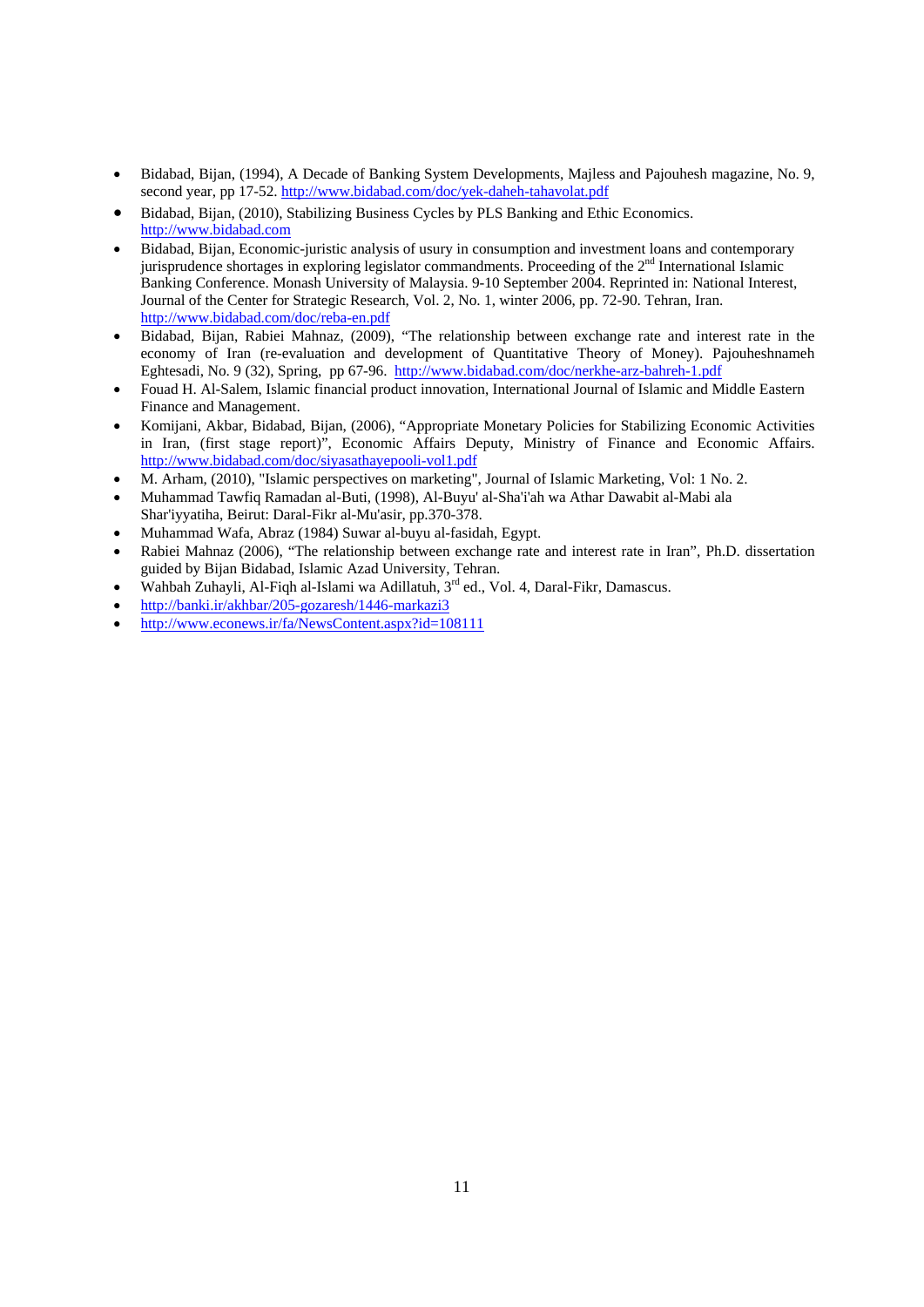- Bidabad, Bijan, (1994), A Decade of Banking System Developments, Majless and Pajouhesh magazine, No. 9, second year, pp 17-52. http://www.bidabad.com/doc/yek-daheh-tahavolat.pdf
- Bidabad, Bijan, (2010), Stabilizing Business Cycles by PLS Banking and Ethic Economics. http://www.bidabad.com
- Bidabad, Bijan, Economic-juristic analysis of usury in consumption and investment loans and contemporary jurisprudence shortages in exploring legislator commandments. Proceeding of the 2nd International Islamic Banking Conference. Monash University of Malaysia. 9-10 September 2004. Reprinted in: National Interest, Journal of the Center for Strategic Research, Vol. 2, No. 1, winter 2006, pp. 72-90. Tehran, Iran. http://www.bidabad.com/doc/reba-en.pdf
- Bidabad, Bijan, Rabiei Mahnaz, (2009), "The relationship between exchange rate and interest rate in the economy of Iran (re-evaluation and development of Quantitative Theory of Money). Pajouheshnameh Eghtesadi, No. 9 (32), Spring, pp 67-96. http://www.bidabad.com/doc/nerkhe-arz-bahreh-1.pdf
- Fouad H. Al-Salem, Islamic financial product innovation, International Journal of Islamic and Middle Eastern Finance and Management.
- Komijani, Akbar, Bidabad, Bijan, (2006), "Appropriate Monetary Policies for Stabilizing Economic Activities in Iran, (first stage report)", Economic Affairs Deputy, Ministry of Finance and Economic Affairs. http://www.bidabad.com/doc/siyasathayepooli-vol1.pdf
- M. Arham, (2010), "Islamic perspectives on marketing", Journal of Islamic Marketing, Vol: 1 No. 2.
- Muhammad Tawfiq Ramadan al-Buti, (1998), Al-Buyu' al-Sha'i'ah wa Athar Dawabit al-Mabi ala Shar'iyyatiha, Beirut: Daral-Fikr al-Mu'asir, pp.370-378.
- Muhammad Wafa, Abraz (1984) Suwar al-buyu al-fasidah, Egypt.
- Rabiei Mahnaz (2006), "The relationship between exchange rate and interest rate in Iran", Ph.D. dissertation guided by Bijan Bidabad, Islamic Azad University, Tehran.
- Wahbah Zuhayli, Al-Fiqh al-Islami wa Adillatuh, 3rd ed., Vol. 4, Daral-Fikr, Damascus.
- http://banki.ir/akhbar/205-gozaresh/1446-markazi3
- http://www.econews.ir/fa/NewsContent.aspx?id=108111